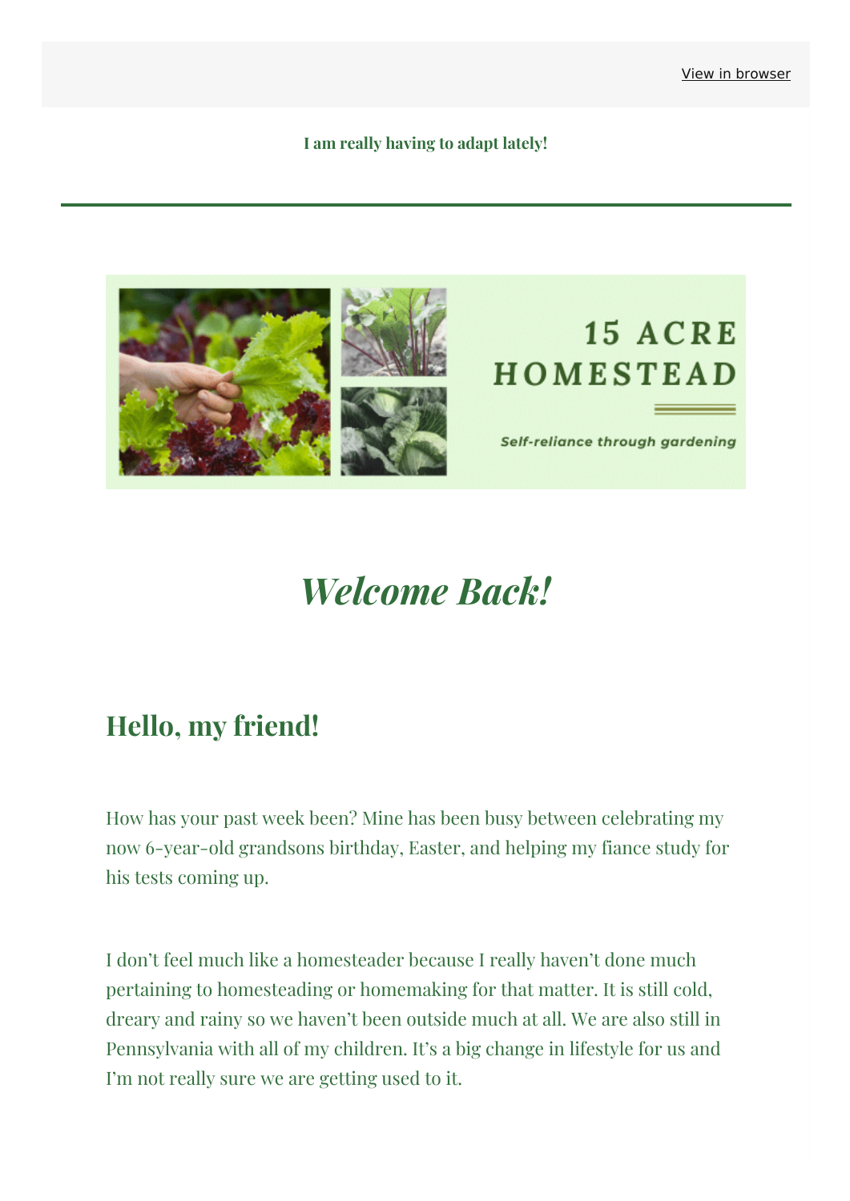View in browser

**I am really having to adapt lately!**

---

15 ACRE HOMESTEAD

*Self-reliance through gardening*

# *Welcome Back!*

## Hello, my friend!

How has your past week been? Mine has been busy between celebrating my now 6-year-old grandsons birthday, Easter, and helping my fiance study for his tests coming up.

I don't feel much like a homesteader because I really haven't done much pertaining to homesteading or homemaking for that matter. It is still cold, dreary and rainy so we haven't been outside much at all. We are also still in Pennsylvania with all of my children. It's a big change in lifestyle for us and I'm not really sure we are getting used to it.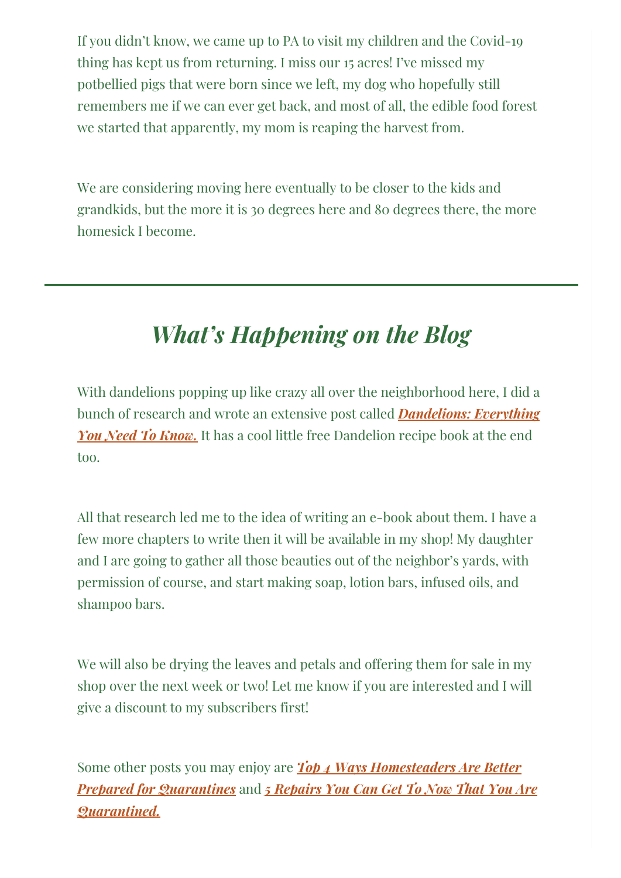If you didn't know, we came up to PA to visit my children and the Covid-19 thing has kept us from returning. I miss our 15 acres! I've missed my potbellied pigs that were born since we left, my dog who hopefully still remembers me if we can ever get back, and most of all, the edible food forest we started that apparently, my mom is reaping the harvest from.

We are considering moving here eventually to be closer to the kids and grandkids, but the more it is 30 degrees here and 80 degrees there, the more homesick I become.

---

## *What's Happening on the Blog*

With dandelions popping up like crazy all over the neighborhood here, I did a bunch of research and wrote an extensive post called ***Dandelions: Everything You Need To Know.*** It has a cool little free Dandelion recipe book at the end too.

All that research led me to the idea of writing an e-book about them. I have a few more chapters to write then it will be available in my shop! My daughter and I are going to gather all those beauties out of the neighbor's yards, with permission of course, and start making soap, lotion bars, infused oils, and shampoo bars.

We will also be drying the leaves and petals and offering them for sale in my shop over the next week or two! Let me know if you are interested and I will give a discount to my subscribers first!

Some other posts you may enjoy are ***Top 4 Ways Homesteaders Are Better Prepared for Quarantines*** and ***5 Repairs You Can Get To Now That You Are Quarantined.***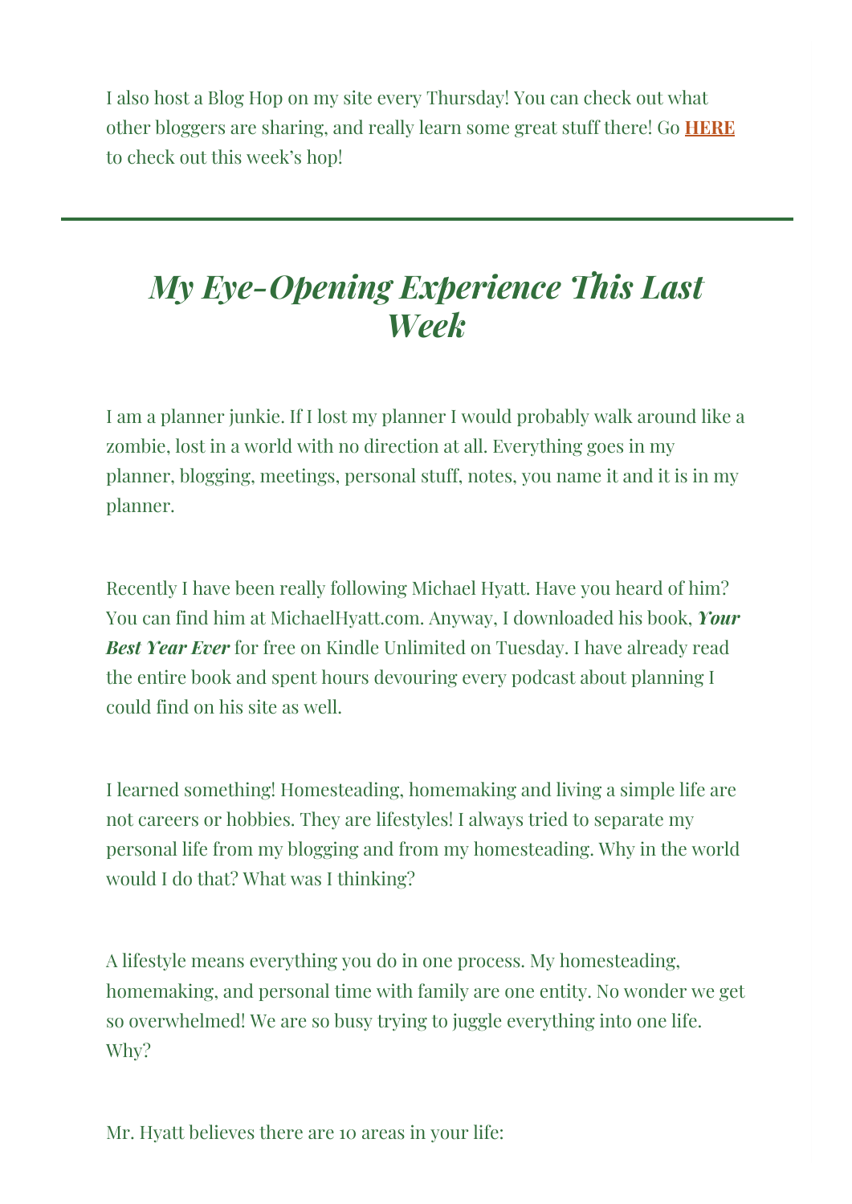I also host a Blog Hop on my site every Thursday! You can check out what other bloggers are sharing, and really learn some great stuff there! Go **HERE** to check out this week's hop!

---

# *My Eye-Opening Experience This Last Week*

I am a planner junkie. If I lost my planner I would probably walk around like a zombie, lost in a world with no direction at all. Everything goes in my planner, blogging, meetings, personal stuff, notes, you name it and it is in my planner.

Recently I have been really following Michael Hyatt. Have you heard of him? You can find him at MichaelHyatt.com. Anyway, I downloaded his book, ***Your Best Year Ever*** for free on Kindle Unlimited on Tuesday. I have already read the entire book and spent hours devouring every podcast about planning I could find on his site as well.

I learned something! Homesteading, homemaking and living a simple life are not careers or hobbies. They are lifestyles! I always tried to separate my personal life from my blogging and from my homesteading. Why in the world would I do that? What was I thinking?

A lifestyle means everything you do in one process. My homesteading, homemaking, and personal time with family are one entity. No wonder we get so overwhelmed! We are so busy trying to juggle everything into one life. Why?

Mr. Hyatt believes there are 10 areas in your life: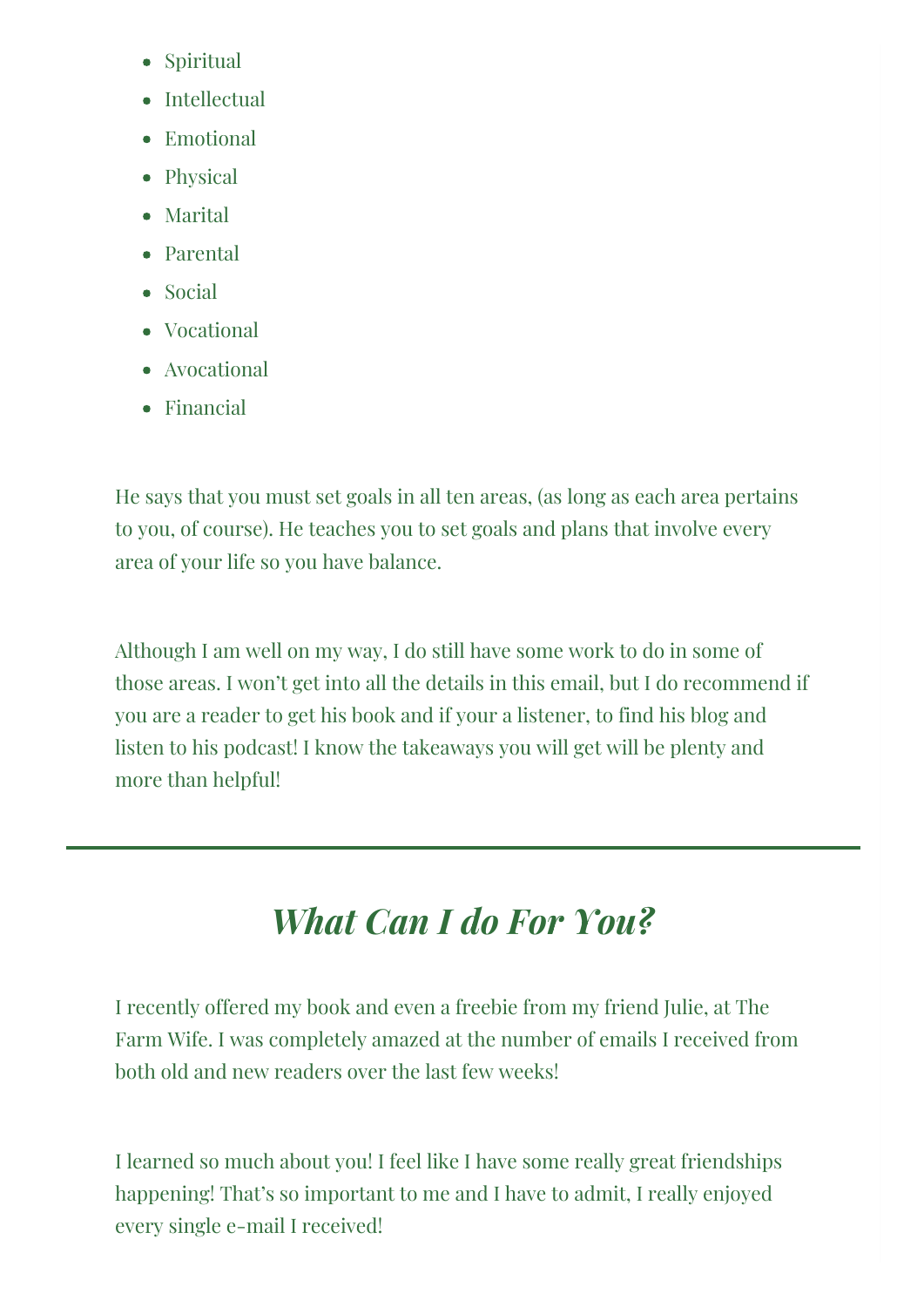- Spiritual
- Intellectual
- Emotional
- Physical
- Marital
- Parental
- Social
- Vocational
- Avocational
- Financial

He says that you must set goals in all ten areas, (as long as each area pertains to you, of course). He teaches you to set goals and plans that involve every area of your life so you have balance.

Although I am well on my way, I do still have some work to do in some of those areas. I won't get into all the details in this email, but I do recommend if you are a reader to get his book and if your a listener, to find his blog and listen to his podcast! I know the takeaways you will get will be plenty and more than helpful!

---

## *What Can I do For You?*

I recently offered my book and even a freebie from my friend Julie, at The Farm Wife. I was completely amazed at the number of emails I received from both old and new readers over the last few weeks!

I learned so much about you! I feel like I have some really great friendships happening! That's so important to me and I have to admit, I really enjoyed every single e-mail I received!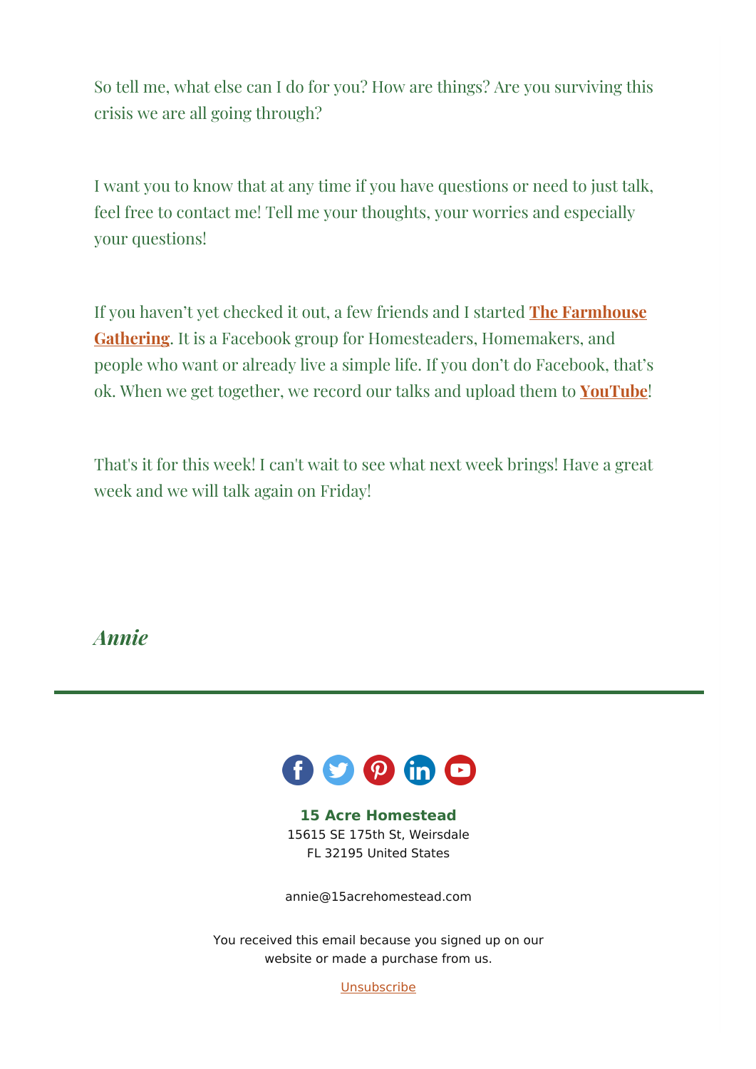So tell me, what else can I do for you? How are things? Are you surviving this crisis we are all going through?

I want you to know that at any time if you have questions or need to just talk, feel free to contact me! Tell me your thoughts, your worries and especially your questions!

If you haven't yet checked it out, a few friends and I started **The Farmhouse Gathering**. It is a Facebook group for Homesteaders, Homemakers, and people who want or already live a simple life. If you don't do Facebook, that's ok. When we get together, we record our talks and upload them to **YouTube**!

That's it for this week! I can't wait to see what next week brings! Have a great week and we will talk again on Friday!

***Annie***

---

**15 Acre Homestead**
15615 SE 175th St, Weirsdale
FL 32195 United States

annie@15acrehomestead.com

You received this email because you signed up on our website or made a purchase from us.

Unsubscribe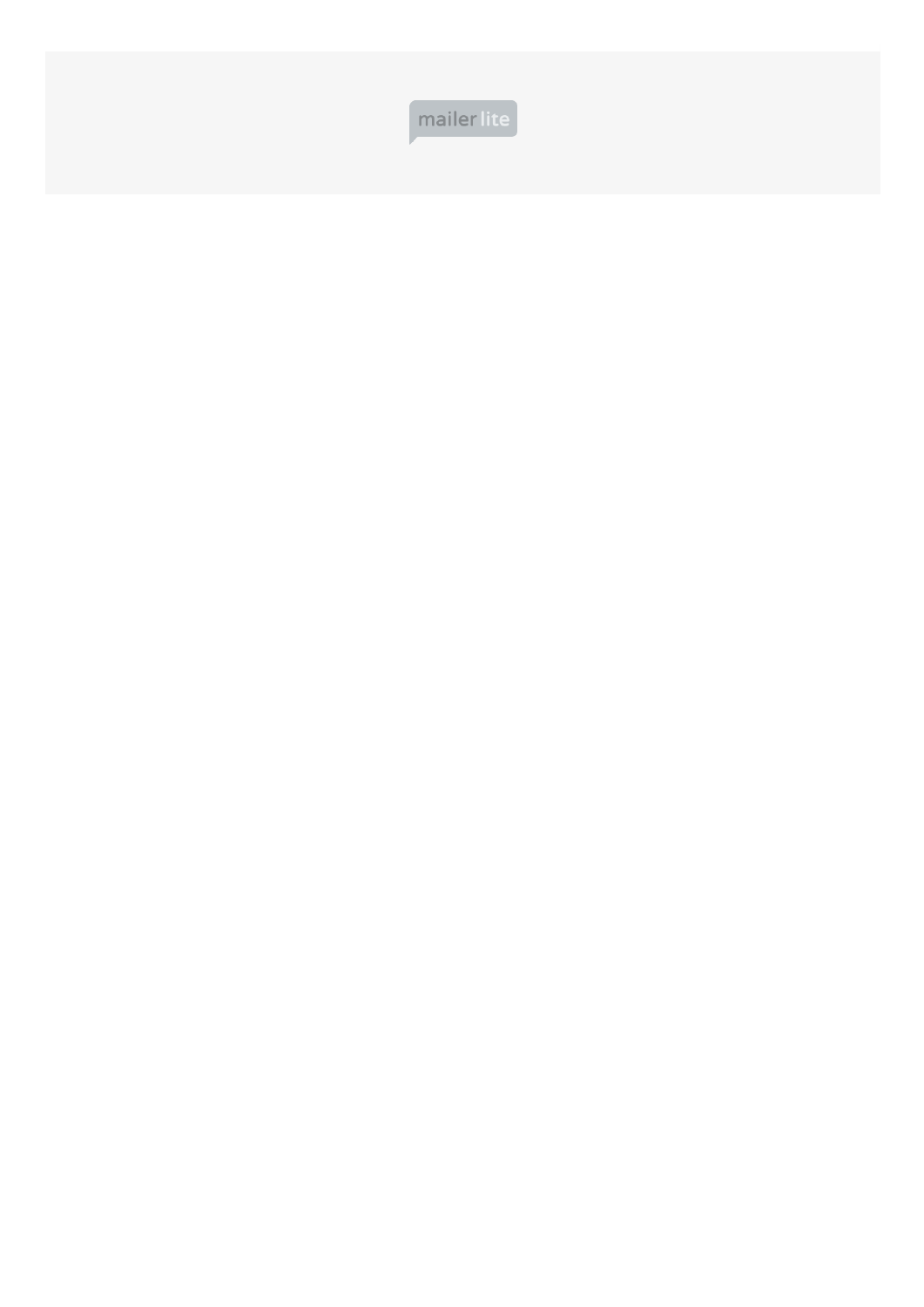mailer lite